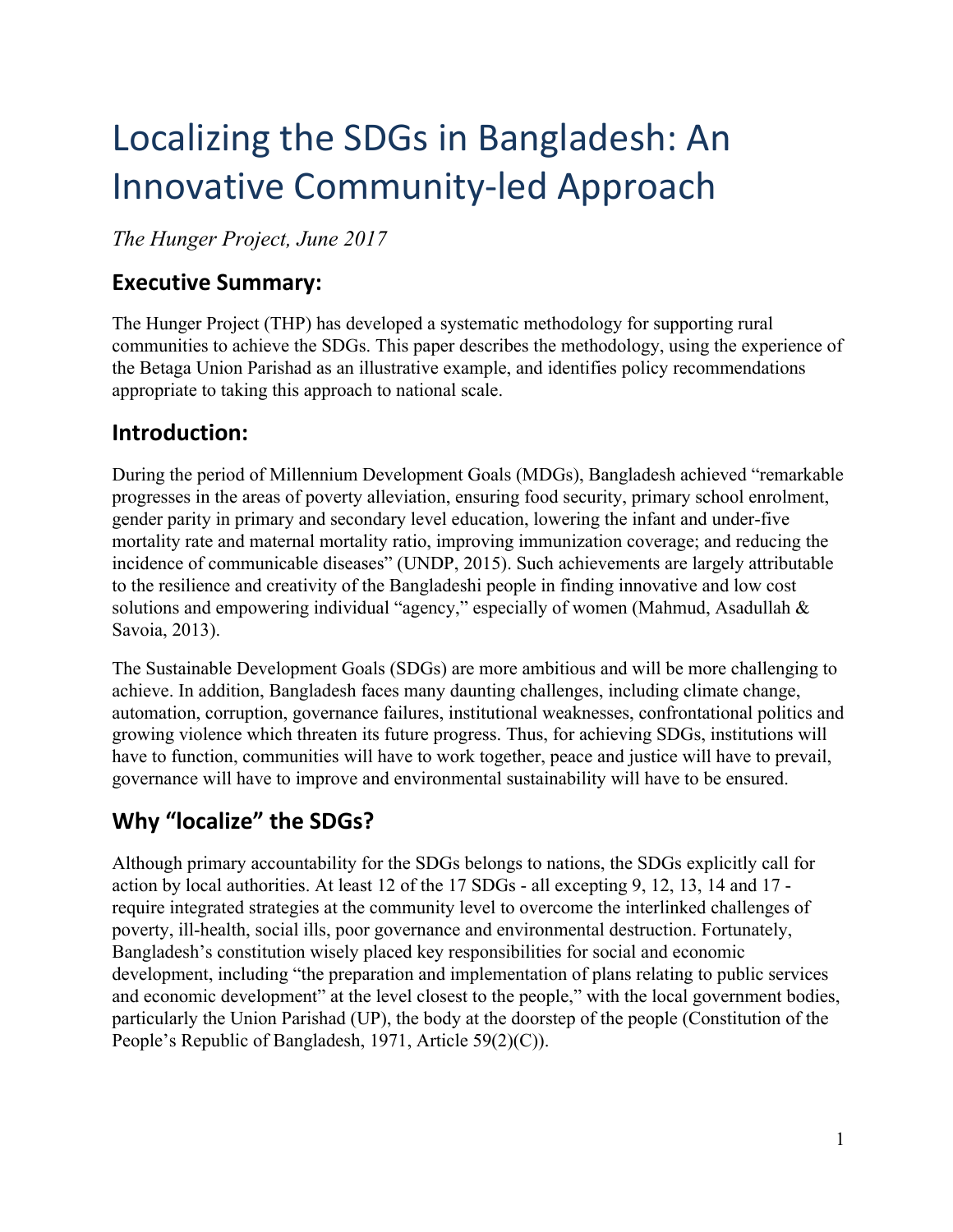# Localizing the SDGs in Bangladesh: An Innovative Community-led Approach

*The Hunger Project, June 2017*

## Executive Summary:

The Hunger Project (THP) has developed a systematic methodology for supporting rural communities to achieve the SDGs. This paper describes the methodology, using the experience of the Betaga Union Parishad as an illustrative example, and identifies policy recommendations appropriate to taking this approach to national scale.

## Introduction:

During the period of Millennium Development Goals (MDGs), Bangladesh achieved "remarkable progresses in the areas of poverty alleviation, ensuring food security, primary school enrolment, gender parity in primary and secondary level education, lowering the infant and under-five mortality rate and maternal mortality ratio, improving immunization coverage; and reducing the incidence of communicable diseases" (UNDP, 2015). Such achievements are largely attributable to the resilience and creativity of the Bangladeshi people in finding innovative and low cost solutions and empowering individual "agency," especially of women (Mahmud, Asadullah & Savoia, 2013).

The Sustainable Development Goals (SDGs) are more ambitious and will be more challenging to achieve. In addition, Bangladesh faces many daunting challenges, including climate change, automation, corruption, governance failures, institutional weaknesses, confrontational politics and growing violence which threaten its future progress. Thus, for achieving SDGs, institutions will have to function, communities will have to work together, peace and justice will have to prevail, governance will have to improve and environmental sustainability will have to be ensured.

## Why "localize" the SDGs?

Although primary accountability for the SDGs belongs to nations, the SDGs explicitly call for action by local authorities. At least 12 of the 17 SDGs - all excepting 9, 12, 13, 14 and 17 - require integrated strategies at the community level to overcome the interlinked challenges of poverty, ill-health, social ills, poor governance and environmental destruction. Fortunately, Bangladesh's constitution wisely placed key responsibilities for social and economic development, including "the preparation and implementation of plans relating to public services and economic development" at the level closest to the people," with the local government bodies, particularly the Union Parishad (UP), the body at the doorstep of the people (Constitution of the People's Republic of Bangladesh, 1971, Article 59(2)(C)).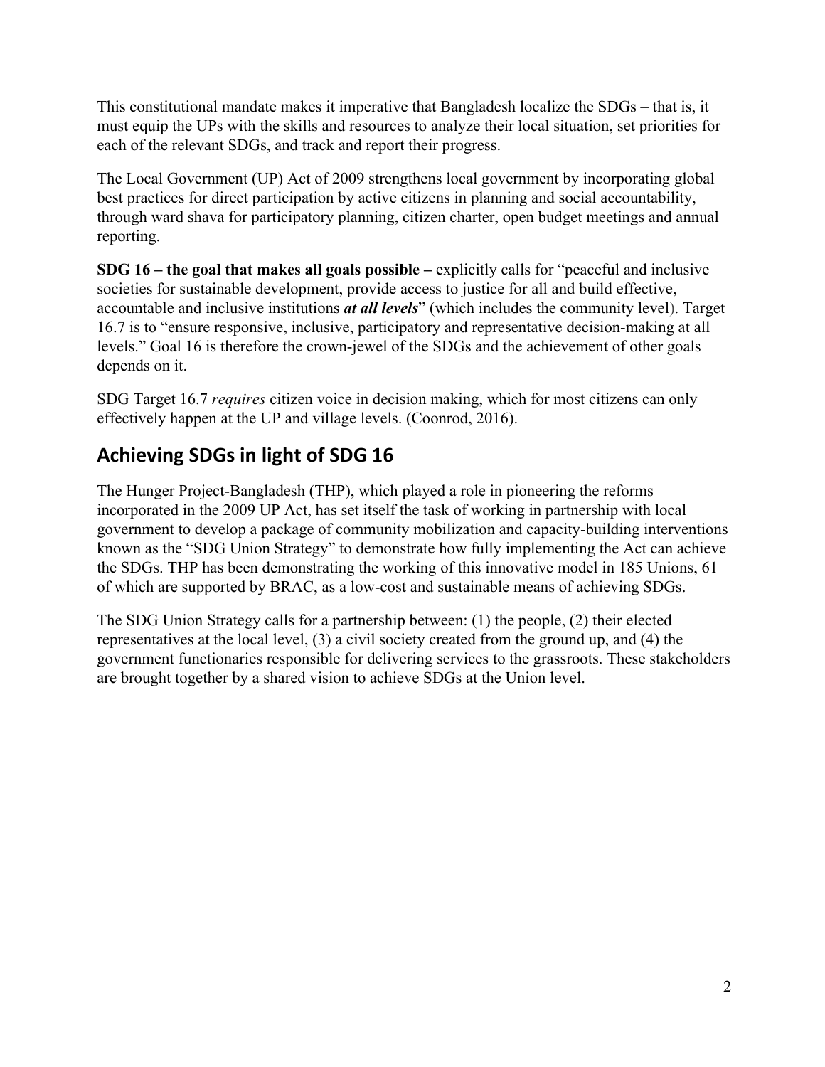This constitutional mandate makes it imperative that Bangladesh localize the SDGs – that is, it must equip the UPs with the skills and resources to analyze their local situation, set priorities for each of the relevant SDGs, and track and report their progress.

The Local Government (UP) Act of 2009 strengthens local government by incorporating global best practices for direct participation by active citizens in planning and social accountability, through ward shava for participatory planning, citizen charter, open budget meetings and annual reporting.

**SDG 16 – the goal that makes all goals possible –** explicitly calls for "peaceful and inclusive societies for sustainable development, provide access to justice for all and build effective, accountable and inclusive institutions ***at all levels***" (which includes the community level). Target 16.7 is to "ensure responsive, inclusive, participatory and representative decision-making at all levels." Goal 16 is therefore the crown-jewel of the SDGs and the achievement of other goals depends on it.

SDG Target 16.7 *requires* citizen voice in decision making, which for most citizens can only effectively happen at the UP and village levels. (Coonrod, 2016).

## Achieving SDGs in light of SDG 16

The Hunger Project-Bangladesh (THP), which played a role in pioneering the reforms incorporated in the 2009 UP Act, has set itself the task of working in partnership with local government to develop a package of community mobilization and capacity-building interventions known as the "SDG Union Strategy" to demonstrate how fully implementing the Act can achieve the SDGs. THP has been demonstrating the working of this innovative model in 185 Unions, 61 of which are supported by BRAC, as a low-cost and sustainable means of achieving SDGs.

The SDG Union Strategy calls for a partnership between: (1) the people, (2) their elected representatives at the local level, (3) a civil society created from the ground up, and (4) the government functionaries responsible for delivering services to the grassroots. These stakeholders are brought together by a shared vision to achieve SDGs at the Union level.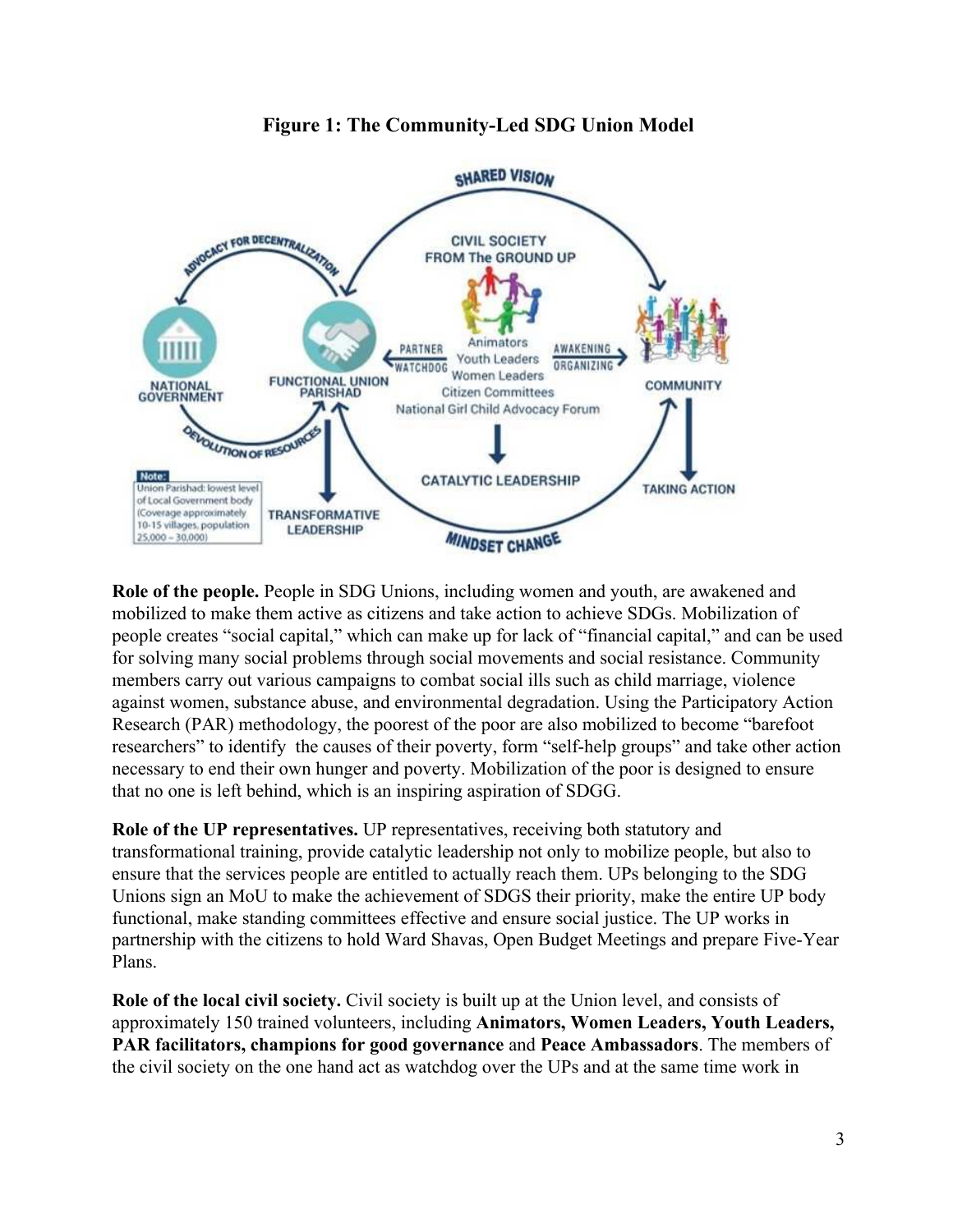**Figure 1: The Community-Led SDG Union Model**

**Role of the people.** People in SDG Unions, including women and youth, are awakened and mobilized to make them active as citizens and take action to achieve SDGs. Mobilization of people creates "social capital," which can make up for lack of "financial capital," and can be used for solving many social problems through social movements and social resistance. Community members carry out various campaigns to combat social ills such as child marriage, violence against women, substance abuse, and environmental degradation. Using the Participatory Action Research (PAR) methodology, the poorest of the poor are also mobilized to become "barefoot researchers" to identify the causes of their poverty, form "self-help groups" and take other action necessary to end their own hunger and poverty. Mobilization of the poor is designed to ensure that no one is left behind, which is an inspiring aspiration of SDGG.

**Role of the UP representatives.** UP representatives, receiving both statutory and transformational training, provide catalytic leadership not only to mobilize people, but also to ensure that the services people are entitled to actually reach them. UPs belonging to the SDG Unions sign an MoU to make the achievement of SDGS their priority, make the entire UP body functional, make standing committees effective and ensure social justice. The UP works in partnership with the citizens to hold Ward Shavas, Open Budget Meetings and prepare Five-Year Plans.

**Role of the local civil society.** Civil society is built up at the Union level, and consists of approximately 150 trained volunteers, including **Animators, Women Leaders, Youth Leaders, PAR facilitators, champions for good governance** and **Peace Ambassadors**. The members of the civil society on the one hand act as watchdog over the UPs and at the same time work in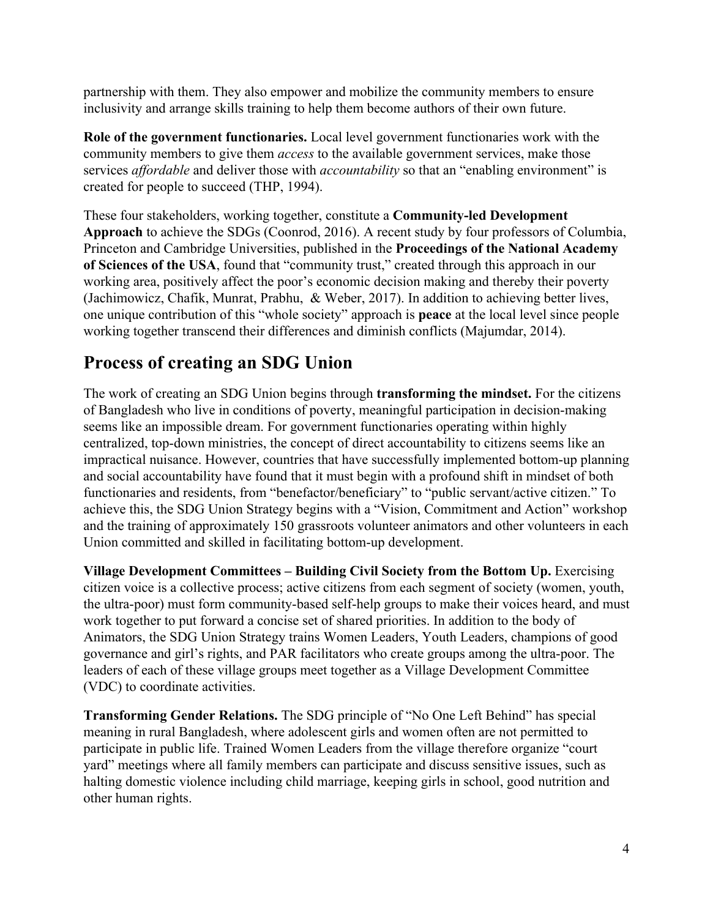partnership with them. They also empower and mobilize the community members to ensure inclusivity and arrange skills training to help them become authors of their own future.

**Role of the government functionaries.** Local level government functionaries work with the community members to give them *access* to the available government services, make those services *affordable* and deliver those with *accountability* so that an "enabling environment" is created for people to succeed (THP, 1994).

These four stakeholders, working together, constitute a **Community-led Development Approach** to achieve the SDGs (Coonrod, 2016). A recent study by four professors of Columbia, Princeton and Cambridge Universities, published in the **Proceedings of the National Academy of Sciences of the USA**, found that "community trust," created through this approach in our working area, positively affect the poor's economic decision making and thereby their poverty (Jachimowicz, Chafik, Munrat, Prabhu, & Weber, 2017). In addition to achieving better lives, one unique contribution of this "whole society" approach is **peace** at the local level since people working together transcend their differences and diminish conflicts (Majumdar, 2014).

## Process of creating an SDG Union

The work of creating an SDG Union begins through **transforming the mindset.** For the citizens of Bangladesh who live in conditions of poverty, meaningful participation in decision-making seems like an impossible dream. For government functionaries operating within highly centralized, top-down ministries, the concept of direct accountability to citizens seems like an impractical nuisance. However, countries that have successfully implemented bottom-up planning and social accountability have found that it must begin with a profound shift in mindset of both functionaries and residents, from "benefactor/beneficiary" to "public servant/active citizen." To achieve this, the SDG Union Strategy begins with a "Vision, Commitment and Action" workshop and the training of approximately 150 grassroots volunteer animators and other volunteers in each Union committed and skilled in facilitating bottom-up development.

**Village Development Committees – Building Civil Society from the Bottom Up.** Exercising citizen voice is a collective process; active citizens from each segment of society (women, youth, the ultra-poor) must form community-based self-help groups to make their voices heard, and must work together to put forward a concise set of shared priorities. In addition to the body of Animators, the SDG Union Strategy trains Women Leaders, Youth Leaders, champions of good governance and girl's rights, and PAR facilitators who create groups among the ultra-poor. The leaders of each of these village groups meet together as a Village Development Committee (VDC) to coordinate activities.

**Transforming Gender Relations.** The SDG principle of "No One Left Behind" has special meaning in rural Bangladesh, where adolescent girls and women often are not permitted to participate in public life. Trained Women Leaders from the village therefore organize "court yard" meetings where all family members can participate and discuss sensitive issues, such as halting domestic violence including child marriage, keeping girls in school, good nutrition and other human rights.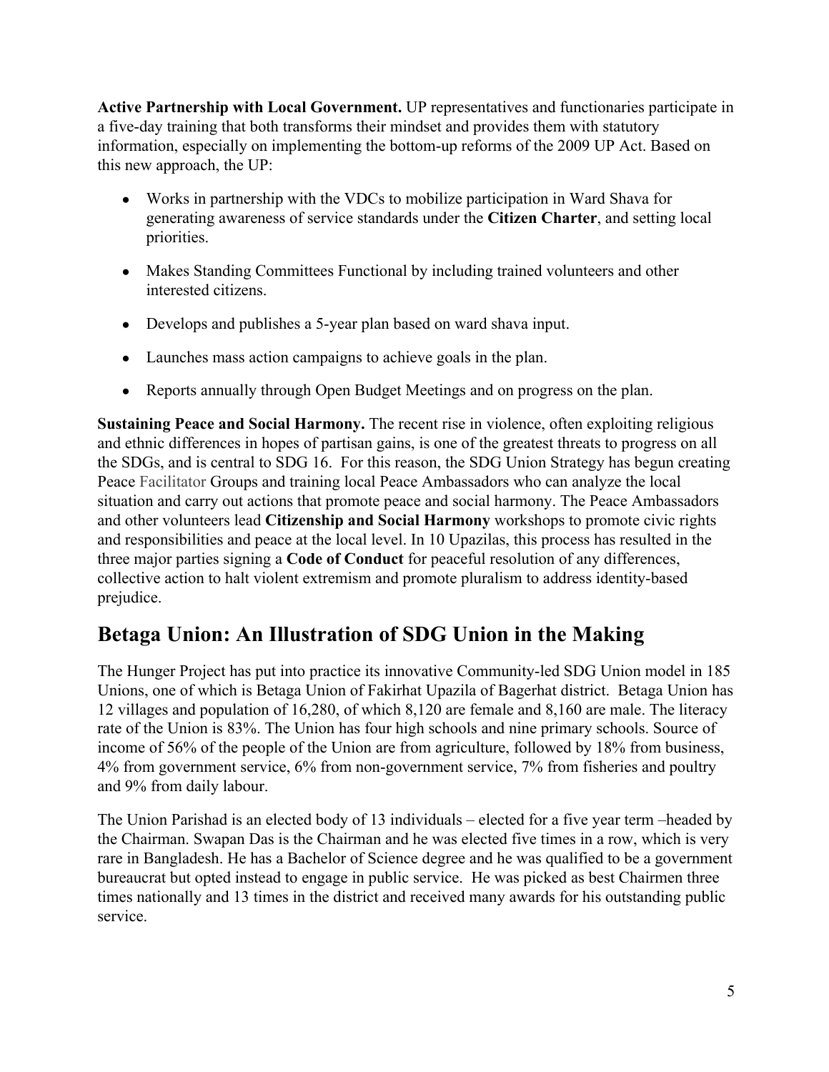**Active Partnership with Local Government.** UP representatives and functionaries participate in a five-day training that both transforms their mindset and provides them with statutory information, especially on implementing the bottom-up reforms of the 2009 UP Act. Based on this new approach, the UP:

- Works in partnership with the VDCs to mobilize participation in Ward Shava for generating awareness of service standards under the **Citizen Charter**, and setting local priorities.
- Makes Standing Committees Functional by including trained volunteers and other interested citizens.
- Develops and publishes a 5-year plan based on ward shava input.
- Launches mass action campaigns to achieve goals in the plan.
- Reports annually through Open Budget Meetings and on progress on the plan.

**Sustaining Peace and Social Harmony.** The recent rise in violence, often exploiting religious and ethnic differences in hopes of partisan gains, is one of the greatest threats to progress on all the SDGs, and is central to SDG 16. For this reason, the SDG Union Strategy has begun creating Peace Facilitator Groups and training local Peace Ambassadors who can analyze the local situation and carry out actions that promote peace and social harmony. The Peace Ambassadors and other volunteers lead **Citizenship and Social Harmony** workshops to promote civic rights and responsibilities and peace at the local level. In 10 Upazilas, this process has resulted in the three major parties signing a **Code of Conduct** for peaceful resolution of any differences, collective action to halt violent extremism and promote pluralism to address identity-based prejudice.

## Betaga Union: An Illustration of SDG Union in the Making

The Hunger Project has put into practice its innovative Community-led SDG Union model in 185 Unions, one of which is Betaga Union of Fakirhat Upazila of Bagerhat district. Betaga Union has 12 villages and population of 16,280, of which 8,120 are female and 8,160 are male. The literacy rate of the Union is 83%. The Union has four high schools and nine primary schools. Source of income of 56% of the people of the Union are from agriculture, followed by 18% from business, 4% from government service, 6% from non-government service, 7% from fisheries and poultry and 9% from daily labour.

The Union Parishad is an elected body of 13 individuals – elected for a five year term –headed by the Chairman. Swapan Das is the Chairman and he was elected five times in a row, which is very rare in Bangladesh. He has a Bachelor of Science degree and he was qualified to be a government bureaucrat but opted instead to engage in public service. He was picked as best Chairmen three times nationally and 13 times in the district and received many awards for his outstanding public service.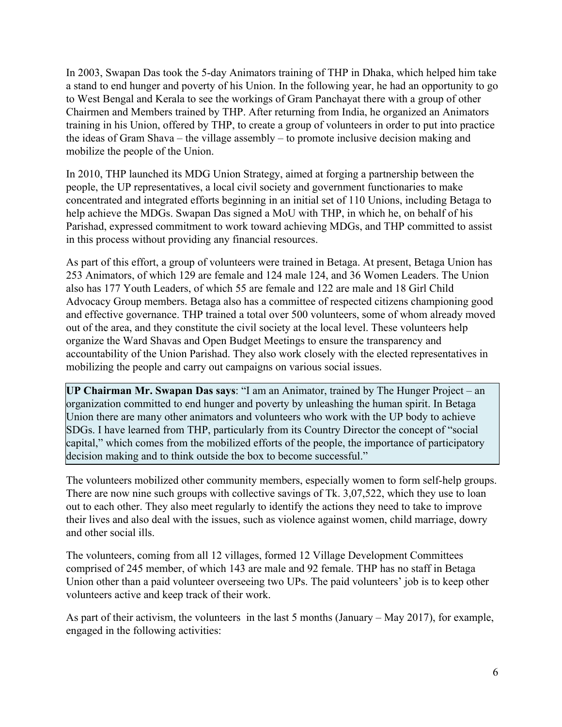In 2003, Swapan Das took the 5-day Animators training of THP in Dhaka, which helped him take a stand to end hunger and poverty of his Union. In the following year, he had an opportunity to go to West Bengal and Kerala to see the workings of Gram Panchayat there with a group of other Chairmen and Members trained by THP. After returning from India, he organized an Animators training in his Union, offered by THP, to create a group of volunteers in order to put into practice the ideas of Gram Shava – the village assembly – to promote inclusive decision making and mobilize the people of the Union.

In 2010, THP launched its MDG Union Strategy, aimed at forging a partnership between the people, the UP representatives, a local civil society and government functionaries to make concentrated and integrated efforts beginning in an initial set of 110 Unions, including Betaga to help achieve the MDGs. Swapan Das signed a MoU with THP, in which he, on behalf of his Parishad, expressed commitment to work toward achieving MDGs, and THP committed to assist in this process without providing any financial resources.

As part of this effort, a group of volunteers were trained in Betaga. At present, Betaga Union has 253 Animators, of which 129 are female and 124 male 124, and 36 Women Leaders. The Union also has 177 Youth Leaders, of which 55 are female and 122 are male and 18 Girl Child Advocacy Group members. Betaga also has a committee of respected citizens championing good and effective governance. THP trained a total over 500 volunteers, some of whom already moved out of the area, and they constitute the civil society at the local level. These volunteers help organize the Ward Shavas and Open Budget Meetings to ensure the transparency and accountability of the Union Parishad. They also work closely with the elected representatives in mobilizing the people and carry out campaigns on various social issues.

> **UP Chairman Mr. Swapan Das says**: "I am an Animator, trained by The Hunger Project – an organization committed to end hunger and poverty by unleashing the human spirit. In Betaga Union there are many other animators and volunteers who work with the UP body to achieve SDGs. I have learned from THP, particularly from its Country Director the concept of "social capital," which comes from the mobilized efforts of the people, the importance of participatory decision making and to think outside the box to become successful."

The volunteers mobilized other community members, especially women to form self-help groups. There are now nine such groups with collective savings of Tk. 3,07,522, which they use to loan out to each other. They also meet regularly to identify the actions they need to take to improve their lives and also deal with the issues, such as violence against women, child marriage, dowry and other social ills.

The volunteers, coming from all 12 villages, formed 12 Village Development Committees comprised of 245 member, of which 143 are male and 92 female. THP has no staff in Betaga Union other than a paid volunteer overseeing two UPs. The paid volunteers' job is to keep other volunteers active and keep track of their work.

As part of their activism, the volunteers in the last 5 months (January – May 2017), for example, engaged in the following activities: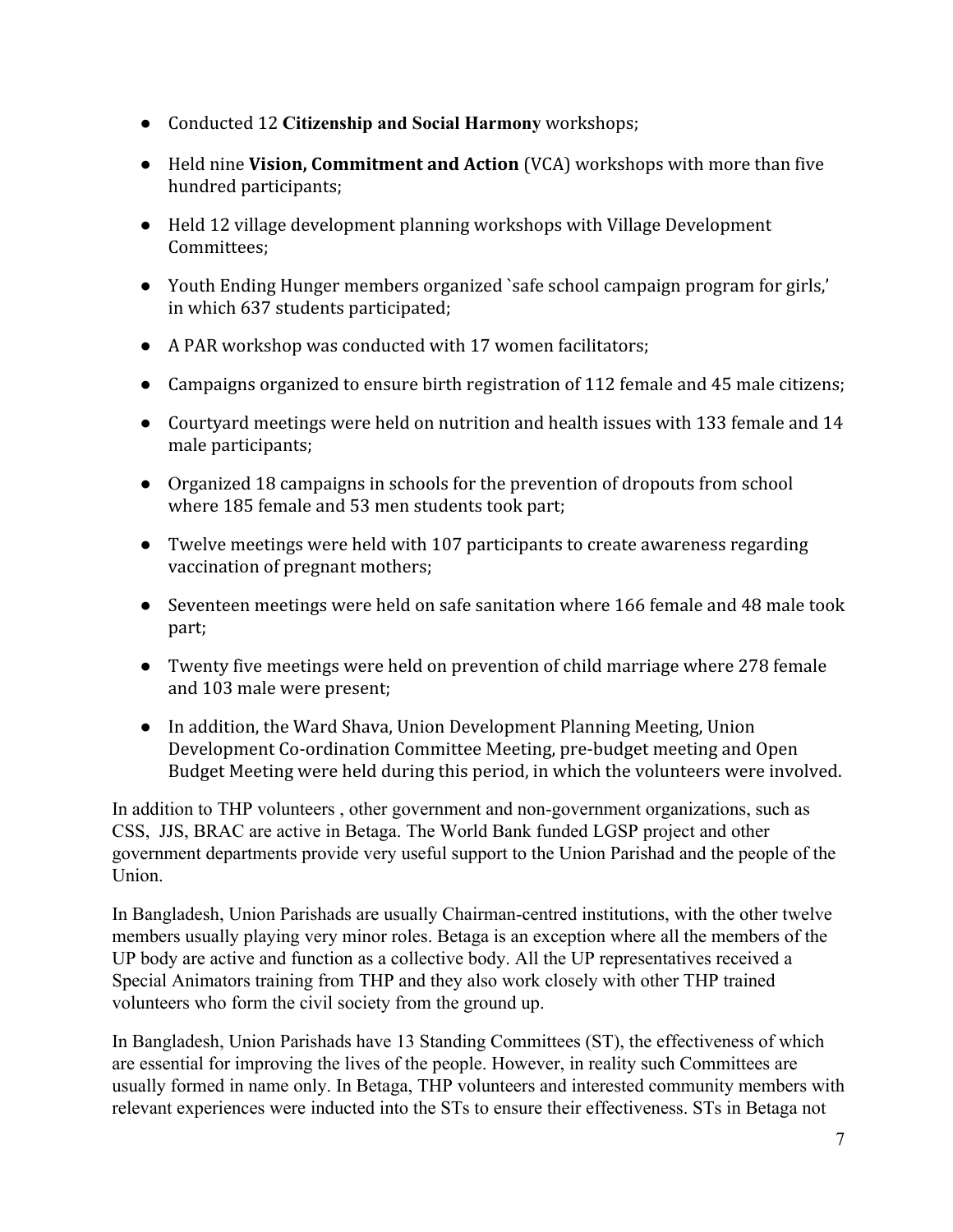- Conducted 12 **Citizenship and Social Harmony** workshops;
- Held nine **Vision, Commitment and Action** (VCA) workshops with more than five hundred participants;
- Held 12 village development planning workshops with Village Development Committees;
- Youth Ending Hunger members organized `safe school campaign program for girls,' in which 637 students participated;
- A PAR workshop was conducted with 17 women facilitators;
- Campaigns organized to ensure birth registration of 112 female and 45 male citizens;
- Courtyard meetings were held on nutrition and health issues with 133 female and 14 male participants;
- Organized 18 campaigns in schools for the prevention of dropouts from school where 185 female and 53 men students took part;
- Twelve meetings were held with 107 participants to create awareness regarding vaccination of pregnant mothers;
- Seventeen meetings were held on safe sanitation where 166 female and 48 male took part;
- Twenty five meetings were held on prevention of child marriage where 278 female and 103 male were present;
- In addition, the Ward Shava, Union Development Planning Meeting, Union Development Co-ordination Committee Meeting, pre-budget meeting and Open Budget Meeting were held during this period, in which the volunteers were involved.

In addition to THP volunteers , other government and non-government organizations, such as CSS, JJS, BRAC are active in Betaga. The World Bank funded LGSP project and other government departments provide very useful support to the Union Parishad and the people of the Union.

In Bangladesh, Union Parishads are usually Chairman-centred institutions, with the other twelve members usually playing very minor roles. Betaga is an exception where all the members of the UP body are active and function as a collective body. All the UP representatives received a Special Animators training from THP and they also work closely with other THP trained volunteers who form the civil society from the ground up.

In Bangladesh, Union Parishads have 13 Standing Committees (ST), the effectiveness of which are essential for improving the lives of the people. However, in reality such Committees are usually formed in name only. In Betaga, THP volunteers and interested community members with relevant experiences were inducted into the STs to ensure their effectiveness. STs in Betaga not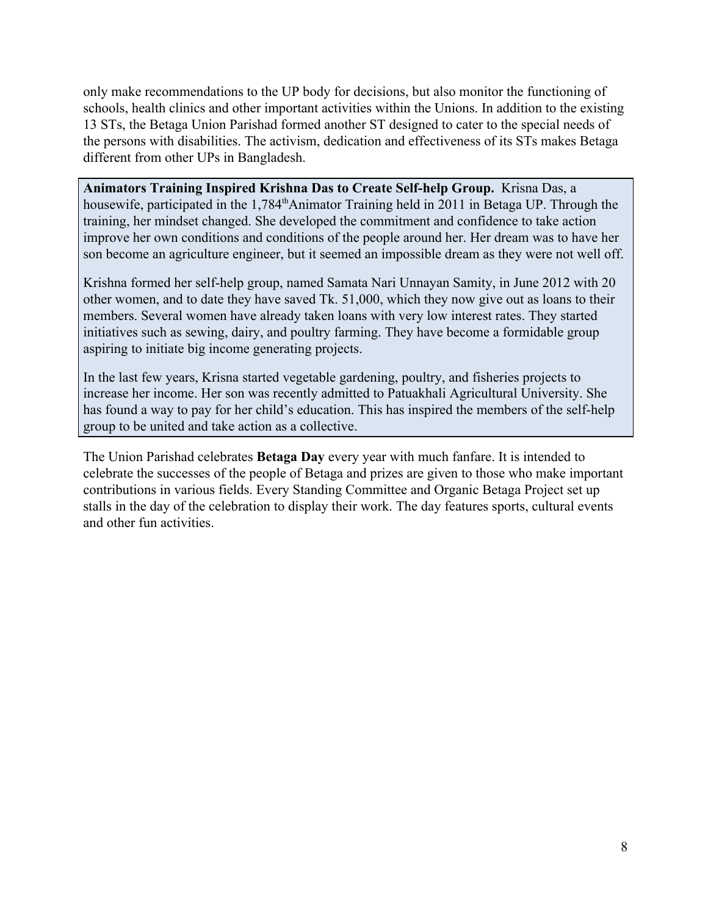only make recommendations to the UP body for decisions, but also monitor the functioning of schools, health clinics and other important activities within the Unions. In addition to the existing 13 STs, the Betaga Union Parishad formed another ST designed to cater to the special needs of the persons with disabilities. The activism, dedication and effectiveness of its STs makes Betaga different from other UPs in Bangladesh.

**Animators Training Inspired Krishna Das to Create Self-help Group.** Krisna Das, a housewife, participated in the 1,784th Animator Training held in 2011 in Betaga UP. Through the training, her mindset changed. She developed the commitment and confidence to take action improve her own conditions and conditions of the people around her. Her dream was to have her son become an agriculture engineer, but it seemed an impossible dream as they were not well off.

Krishna formed her self-help group, named Samata Nari Unnayan Samity, in June 2012 with 20 other women, and to date they have saved Tk. 51,000, which they now give out as loans to their members. Several women have already taken loans with very low interest rates. They started initiatives such as sewing, dairy, and poultry farming. They have become a formidable group aspiring to initiate big income generating projects.

In the last few years, Krisna started vegetable gardening, poultry, and fisheries projects to increase her income. Her son was recently admitted to Patuakhali Agricultural University. She has found a way to pay for her child's education. This has inspired the members of the self-help group to be united and take action as a collective.

The Union Parishad celebrates **Betaga Day** every year with much fanfare. It is intended to celebrate the successes of the people of Betaga and prizes are given to those who make important contributions in various fields. Every Standing Committee and Organic Betaga Project set up stalls in the day of the celebration to display their work. The day features sports, cultural events and other fun activities.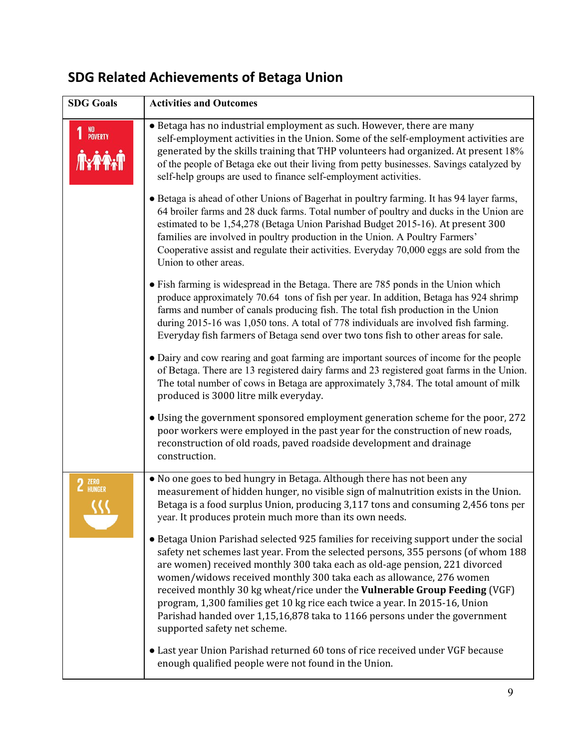## SDG Related Achievements of Betaga Union

| SDG Goals | Activities and Outcomes |
|---|---|
| 1 NO POVERTY | • Betaga has no industrial employment as such. However, there are many self-employment activities in the Union. Some of the self-employment activities are generated by the skills training that THP volunteers had organized. At present 18% of the people of Betaga eke out their living from petty businesses. Savings catalyzed by self-help groups are used to finance self-employment activities.<br><br>• Betaga is ahead of other Unions of Bagerhat in poultry farming. It has 94 layer farms, 64 broiler farms and 28 duck farms. Total number of poultry and ducks in the Union are estimated to be 1,54,278 (Betaga Union Parishad Budget 2015-16). At present 300 families are involved in poultry production in the Union. A Poultry Farmers' Cooperative assist and regulate their activities. Everyday 70,000 eggs are sold from the Union to other areas.<br><br>• Fish farming is widespread in the Betaga. There are 785 ponds in the Union which produce approximately 70.64 tons of fish per year. In addition, Betaga has 924 shrimp farms and number of canals producing fish. The total fish production in the Union during 2015-16 was 1,050 tons. A total of 778 individuals are involved fish farming. Everyday fish farmers of Betaga send over two tons fish to other areas for sale.<br><br>• Dairy and cow rearing and goat farming are important sources of income for the people of Betaga. There are 13 registered dairy farms and 23 registered goat farms in the Union. The total number of cows in Betaga are approximately 3,784. The total amount of milk produced is 3000 litre milk everyday.<br><br>• Using the government sponsored employment generation scheme for the poor, 272 poor workers were employed in the past year for the construction of new roads, reconstruction of old roads, paved roadside development and drainage construction. |
| 2 ZERO HUNGER | • No one goes to bed hungry in Betaga. Although there has not been any measurement of hidden hunger, no visible sign of malnutrition exists in the Union. Betaga is a food surplus Union, producing 3,117 tons and consuming 2,456 tons per year. It produces protein much more than its own needs.<br><br>• Betaga Union Parishad selected 925 families for receiving support under the social safety net schemes last year. From the selected persons, 355 persons (of whom 188 are women) received monthly 300 taka each as old-age pension, 221 divorced women/widows received monthly 300 taka each as allowance, 276 women received monthly 30 kg wheat/rice under the **Vulnerable Group Feeding** (VGF) program, 1,300 families get 10 kg rice each twice a year. In 2015-16, Union Parishad handed over 1,15,16,878 taka to 1166 persons under the government supported safety net scheme.<br><br>• Last year Union Parishad returned 60 tons of rice received under VGF because enough qualified people were not found in the Union. |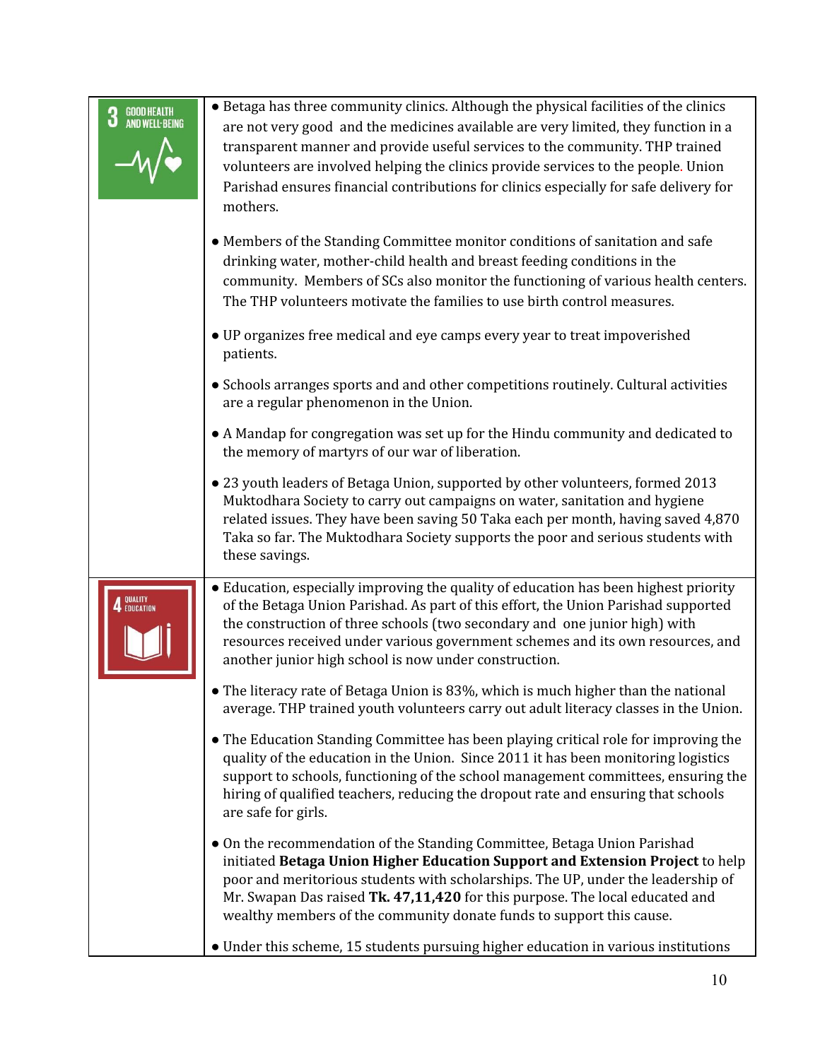| | |
|---|---|
| 3 GOOD HEALTH AND WELL-BEING | • Betaga has three community clinics. Although the physical facilities of the clinics are not very good and the medicines available are very limited, they function in a transparent manner and provide useful services to the community. THP trained volunteers are involved helping the clinics provide services to the people. Union Parishad ensures financial contributions for clinics especially for safe delivery for mothers.<br><br>• Members of the Standing Committee monitor conditions of sanitation and safe drinking water, mother-child health and breast feeding conditions in the community. Members of SCs also monitor the functioning of various health centers. The THP volunteers motivate the families to use birth control measures.<br><br>• UP organizes free medical and eye camps every year to treat impoverished patients.<br><br>• Schools arranges sports and and other competitions routinely. Cultural activities are a regular phenomenon in the Union.<br><br>• A Mandap for congregation was set up for the Hindu community and dedicated to the memory of martyrs of our war of liberation.<br><br>• 23 youth leaders of Betaga Union, supported by other volunteers, formed 2013 Muktodhara Society to carry out campaigns on water, sanitation and hygiene related issues. They have been saving 50 Taka each per month, having saved 4,870 Taka so far. The Muktodhara Society supports the poor and serious students with these savings. |
| 4 QUALITY EDUCATION | • Education, especially improving the quality of education has been highest priority of the Betaga Union Parishad. As part of this effort, the Union Parishad supported the construction of three schools (two secondary and one junior high) with resources received under various government schemes and its own resources, and another junior high school is now under construction.<br><br>• The literacy rate of Betaga Union is 83%, which is much higher than the national average. THP trained youth volunteers carry out adult literacy classes in the Union.<br><br>• The Education Standing Committee has been playing critical role for improving the quality of the education in the Union. Since 2011 it has been monitoring logistics support to schools, functioning of the school management committees, ensuring the hiring of qualified teachers, reducing the dropout rate and ensuring that schools are safe for girls.<br><br>• On the recommendation of the Standing Committee, Betaga Union Parishad initiated **Betaga Union Higher Education Support and Extension Project** to help poor and meritorious students with scholarships. The UP, under the leadership of Mr. Swapan Das raised **Tk. 47,11,420** for this purpose. The local educated and wealthy members of the community donate funds to support this cause.<br><br>• Under this scheme, 15 students pursuing higher education in various institutions |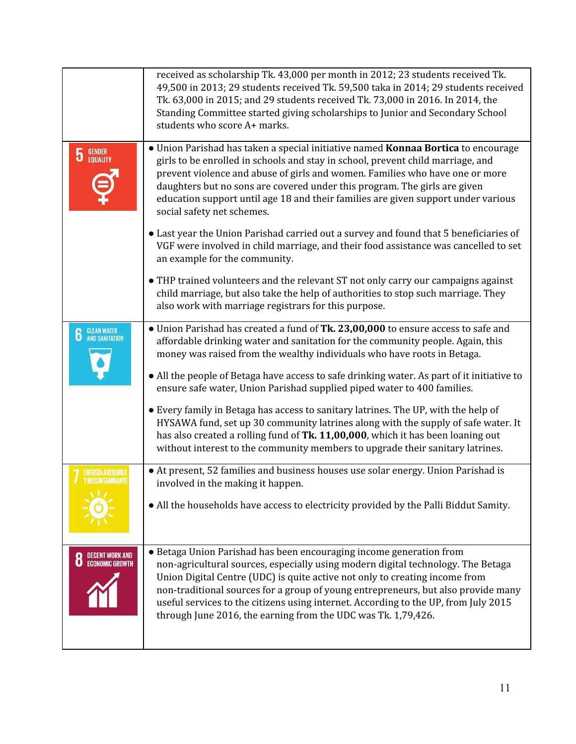| | |
|---|---|
| | received as scholarship Tk. 43,000 per month in 2012; 23 students received Tk. 49,500 in 2013; 29 students received Tk. 59,500 taka in 2014; 29 students received Tk. 63,000 in 2015; and 29 students received Tk. 73,000 in 2016. In 2014, the Standing Committee started giving scholarships to Junior and Secondary School students who score A+ marks. |
| 5 GENDER EQUALITY | ● Union Parishad has taken a special initiative named **Konnaa Bortica** to encourage girls to be enrolled in schools and stay in school, prevent child marriage, and prevent violence and abuse of girls and women. Families who have one or more daughters but no sons are covered under this program. The girls are given education support until age 18 and their families are given support under various social safety net schemes.<br><br>● Last year the Union Parishad carried out a survey and found that 5 beneficiaries of VGF were involved in child marriage, and their food assistance was cancelled to set an example for the community.<br><br>● THP trained volunteers and the relevant ST not only carry our campaigns against child marriage, but also take the help of authorities to stop such marriage. They also work with marriage registrars for this purpose. |
| 6 CLEAN WATER AND SANITATION | ● Union Parishad has created a fund of **Tk. 23,00,000** to ensure access to safe and affordable drinking water and sanitation for the community people. Again, this money was raised from the wealthy individuals who have roots in Betaga.<br><br>● All the people of Betaga have access to safe drinking water. As part of it initiative to ensure safe water, Union Parishad supplied piped water to 400 families.<br><br>● Every family in Betaga has access to sanitary latrines. The UP, with the help of HYSAWA fund, set up 30 community latrines along with the supply of safe water. It has also created a rolling fund of **Tk. 11,00,000**, which it has been loaning out without interest to the community members to upgrade their sanitary latrines. |
| 7 ENERGÍA ASEQUIBLE Y NO CONTAMINANTE | ● At present, 52 families and business houses use solar energy. Union Parishad is involved in the making it happen.<br><br>● All the households have access to electricity provided by the Palli Biddut Samity. |
| 8 DECENT WORK AND ECONOMIC GROWTH | ● Betaga Union Parishad has been encouraging income generation from non-agricultural sources, especially using modern digital technology. The Betaga Union Digital Centre (UDC) is quite active not only to creating income from non-traditional sources for a group of young entrepreneurs, but also provide many useful services to the citizens using internet. According to the UP, from July 2015 through June 2016, the earning from the UDC was Tk. 1,79,426. |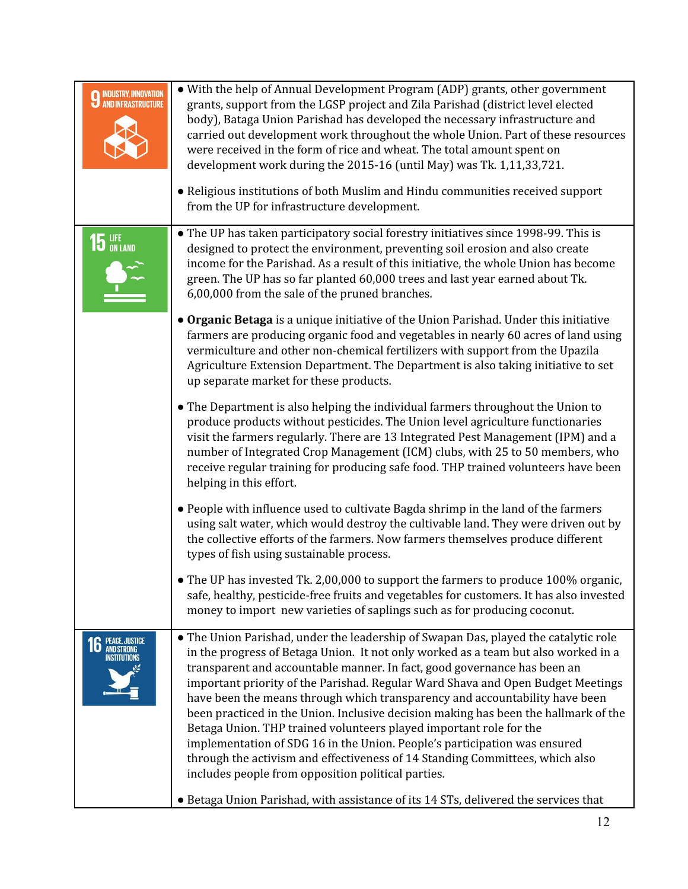| | |
|---|---|
| 9 INDUSTRY, INNOVATION AND INFRASTRUCTURE | • With the help of Annual Development Program (ADP) grants, other government grants, support from the LGSP project and Zila Parishad (district level elected body), Bataga Union Parishad has developed the necessary infrastructure and carried out development work throughout the whole Union. Part of these resources were received in the form of rice and wheat. The total amount spent on development work during the 2015-16 (until May) was Tk. 1,11,33,721.<br><br>• Religious institutions of both Muslim and Hindu communities received support from the UP for infrastructure development. |
| 15 LIFE ON LAND | • The UP has taken participatory social forestry initiatives since 1998-99. This is designed to protect the environment, preventing soil erosion and also create income for the Parishad. As a result of this initiative, the whole Union has become green. The UP has so far planted 60,000 trees and last year earned about Tk. 6,00,000 from the sale of the pruned branches.<br><br>• **Organic Betaga** is a unique initiative of the Union Parishad. Under this initiative farmers are producing organic food and vegetables in nearly 60 acres of land using vermiculture and other non-chemical fertilizers with support from the Upazila Agriculture Extension Department. The Department is also taking initiative to set up separate market for these products.<br><br>• The Department is also helping the individual farmers throughout the Union to produce products without pesticides. The Union level agriculture functionaries visit the farmers regularly. There are 13 Integrated Pest Management (IPM) and a number of Integrated Crop Management (ICM) clubs, with 25 to 50 members, who receive regular training for producing safe food. THP trained volunteers have been helping in this effort.<br><br>• People with influence used to cultivate Bagda shrimp in the land of the farmers using salt water, which would destroy the cultivable land. They were driven out by the collective efforts of the farmers. Now farmers themselves produce different types of fish using sustainable process.<br><br>• The UP has invested Tk. 2,00,000 to support the farmers to produce 100% organic, safe, healthy, pesticide-free fruits and vegetables for customers. It has also invested money to import new varieties of saplings such as for producing coconut. |
| 16 PEACE, JUSTICE AND STRONG INSTITUTIONS | • The Union Parishad, under the leadership of Swapan Das, played the catalytic role in the progress of Betaga Union. It not only worked as a team but also worked in a transparent and accountable manner. In fact, good governance has been an important priority of the Parishad. Regular Ward Shava and Open Budget Meetings have been the means through which transparency and accountability have been been practiced in the Union. Inclusive decision making has been the hallmark of the Betaga Union. THP trained volunteers played important role for the implementation of SDG 16 in the Union. People's participation was ensured through the activism and effectiveness of 14 Standing Committees, which also includes people from opposition political parties.<br><br>• Betaga Union Parishad, with assistance of its 14 STs, delivered the services that |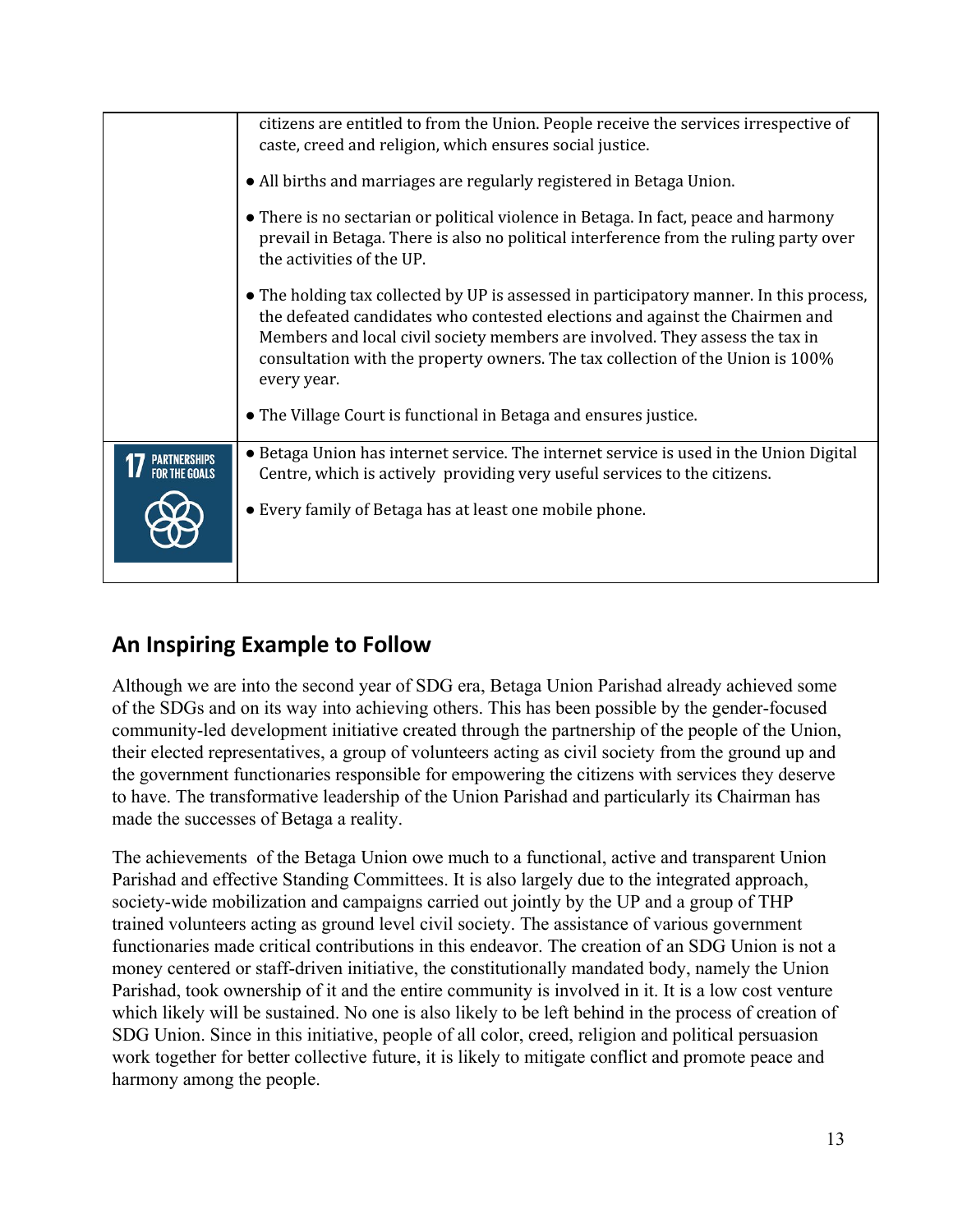| | |
|---|---|
| | citizens are entitled to from the Union. People receive the services irrespective of caste, creed and religion, which ensures social justice.<br><br>● All births and marriages are regularly registered in Betaga Union.<br><br>● There is no sectarian or political violence in Betaga. In fact, peace and harmony prevail in Betaga. There is also no political interference from the ruling party over the activities of the UP.<br><br>● The holding tax collected by UP is assessed in participatory manner. In this process, the defeated candidates who contested elections and against the Chairmen and Members and local civil society members are involved. They assess the tax in consultation with the property owners. The tax collection of the Union is 100% every year.<br><br>● The Village Court is functional in Betaga and ensures justice. |
| 17 PARTNERSHIPS FOR THE GOALS | ● Betaga Union has internet service. The internet service is used in the Union Digital Centre, which is actively providing very useful services to the citizens.<br><br>● Every family of Betaga has at least one mobile phone. |

## An Inspiring Example to Follow

Although we are into the second year of SDG era, Betaga Union Parishad already achieved some of the SDGs and on its way into achieving others. This has been possible by the gender-focused community-led development initiative created through the partnership of the people of the Union, their elected representatives, a group of volunteers acting as civil society from the ground up and the government functionaries responsible for empowering the citizens with services they deserve to have. The transformative leadership of the Union Parishad and particularly its Chairman has made the successes of Betaga a reality.

The achievements of the Betaga Union owe much to a functional, active and transparent Union Parishad and effective Standing Committees. It is also largely due to the integrated approach, society-wide mobilization and campaigns carried out jointly by the UP and a group of THP trained volunteers acting as ground level civil society. The assistance of various government functionaries made critical contributions in this endeavor. The creation of an SDG Union is not a money centered or staff-driven initiative, the constitutionally mandated body, namely the Union Parishad, took ownership of it and the entire community is involved in it. It is a low cost venture which likely will be sustained. No one is also likely to be left behind in the process of creation of SDG Union. Since in this initiative, people of all color, creed, religion and political persuasion work together for better collective future, it is likely to mitigate conflict and promote peace and harmony among the people.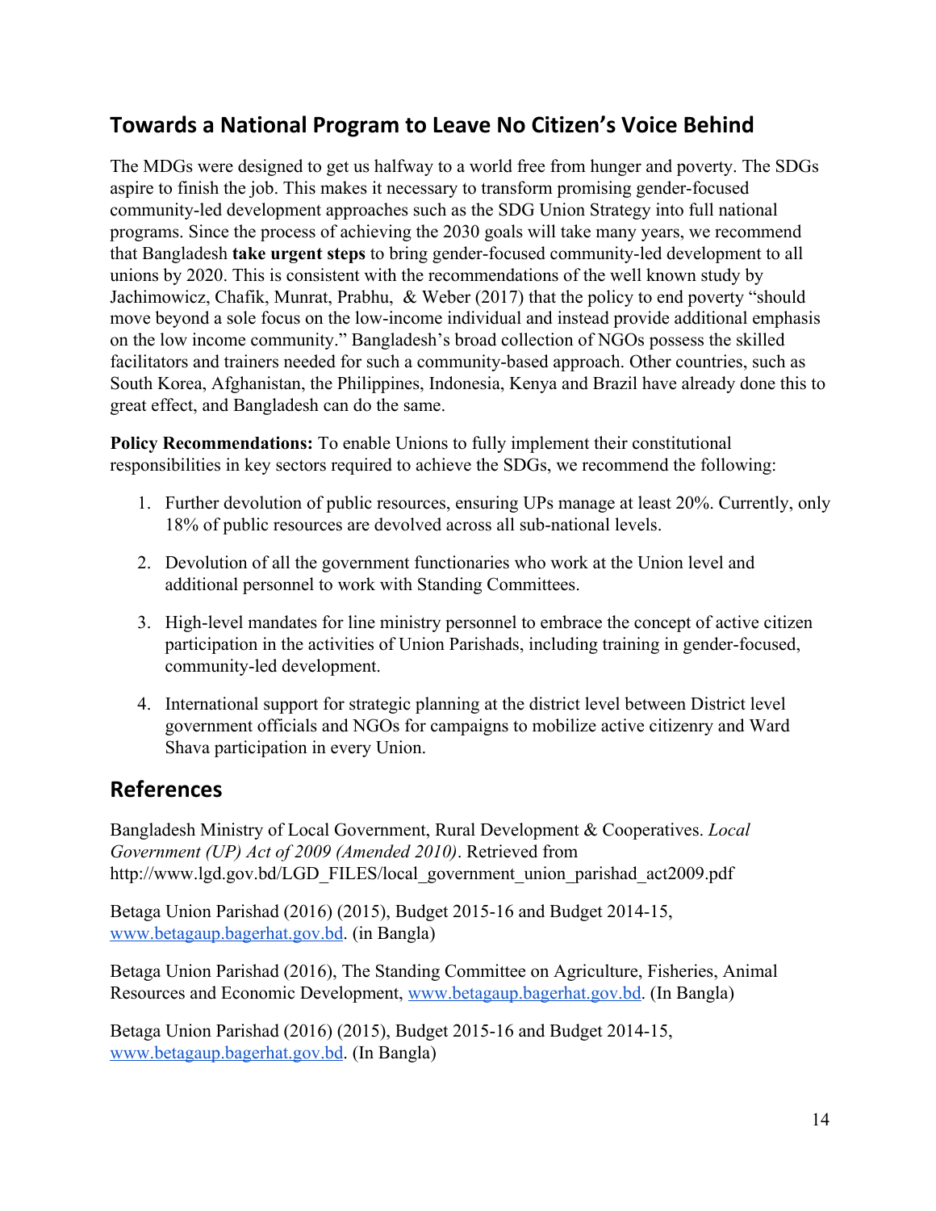## Towards a National Program to Leave No Citizen's Voice Behind

The MDGs were designed to get us halfway to a world free from hunger and poverty. The SDGs aspire to finish the job. This makes it necessary to transform promising gender-focused community-led development approaches such as the SDG Union Strategy into full national programs. Since the process of achieving the 2030 goals will take many years, we recommend that Bangladesh **take urgent steps** to bring gender-focused community-led development to all unions by 2020. This is consistent with the recommendations of the well known study by Jachimowicz, Chafik, Munrat, Prabhu, & Weber (2017) that the policy to end poverty "should move beyond a sole focus on the low-income individual and instead provide additional emphasis on the low income community." Bangladesh's broad collection of NGOs possess the skilled facilitators and trainers needed for such a community-based approach. Other countries, such as South Korea, Afghanistan, the Philippines, Indonesia, Kenya and Brazil have already done this to great effect, and Bangladesh can do the same.

**Policy Recommendations:** To enable Unions to fully implement their constitutional responsibilities in key sectors required to achieve the SDGs, we recommend the following:

1. Further devolution of public resources, ensuring UPs manage at least 20%. Currently, only 18% of public resources are devolved across all sub-national levels.

2. Devolution of all the government functionaries who work at the Union level and additional personnel to work with Standing Committees.

3. High-level mandates for line ministry personnel to embrace the concept of active citizen participation in the activities of Union Parishads, including training in gender-focused, community-led development.

4. International support for strategic planning at the district level between District level government officials and NGOs for campaigns to mobilize active citizenry and Ward Shava participation in every Union.

## References

Bangladesh Ministry of Local Government, Rural Development & Cooperatives. *Local Government (UP) Act of 2009 (Amended 2010)*. Retrieved from http://www.lgd.gov.bd/LGD_FILES/local_government_union_parishad_act2009.pdf

Betaga Union Parishad (2016) (2015), Budget 2015-16 and Budget 2014-15, www.betagaup.bagerhat.gov.bd. (in Bangla)

Betaga Union Parishad (2016), The Standing Committee on Agriculture, Fisheries, Animal Resources and Economic Development, www.betagaup.bagerhat.gov.bd. (In Bangla)

Betaga Union Parishad (2016) (2015), Budget 2015-16 and Budget 2014-15, www.betagaup.bagerhat.gov.bd. (In Bangla)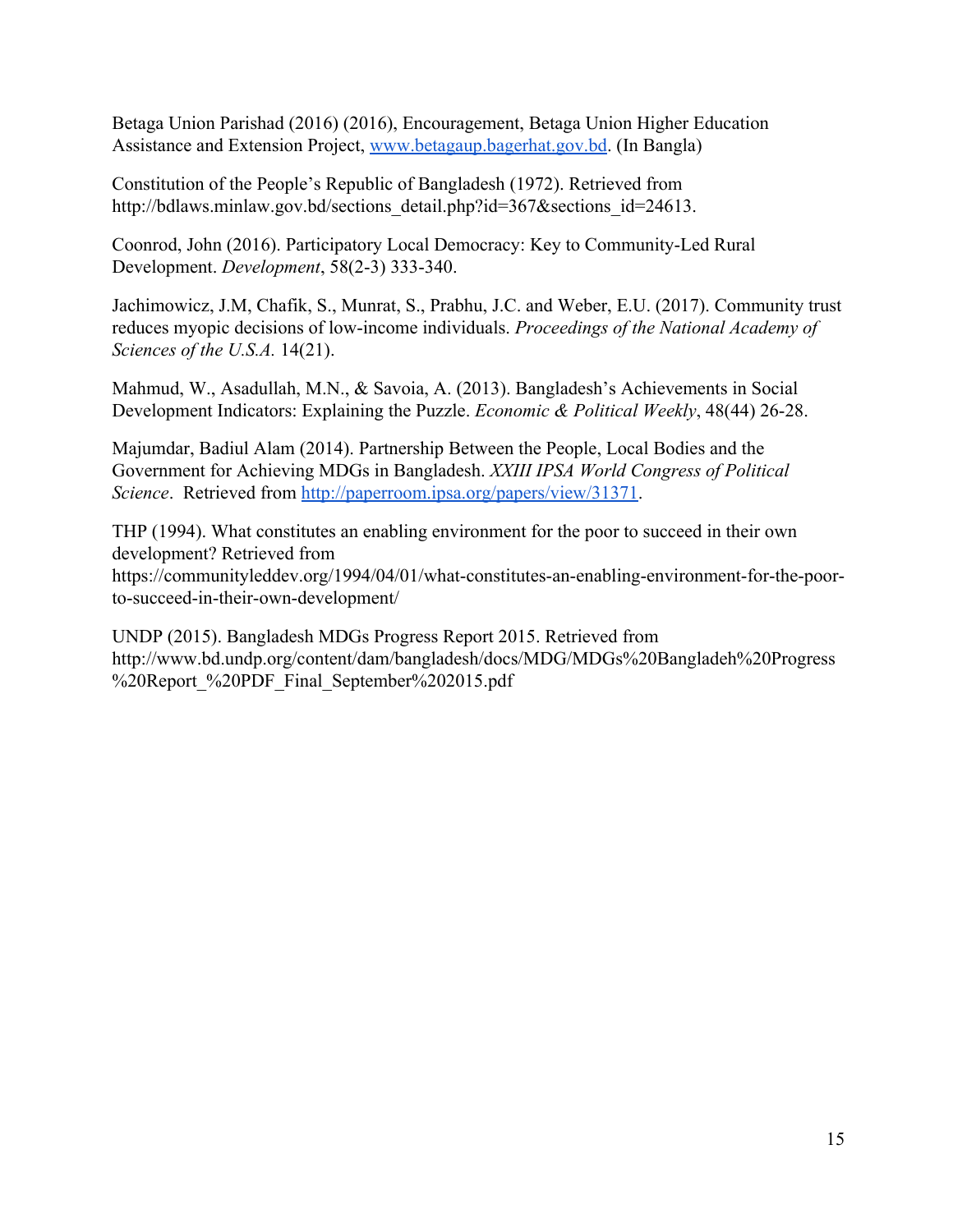Betaga Union Parishad (2016) (2016), Encouragement, Betaga Union Higher Education Assistance and Extension Project, [www.betagaup.bagerhat.gov.bd](www.betagaup.bagerhat.gov.bd). (In Bangla)

Constitution of the People's Republic of Bangladesh (1972). Retrieved from http://bdlaws.minlaw.gov.bd/sections_detail.php?id=367&sections_id=24613.

Coonrod, John (2016). Participatory Local Democracy: Key to Community-Led Rural Development. *Development*, 58(2-3) 333-340.

Jachimowicz, J.M, Chafik, S., Munrat, S., Prabhu, J.C. and Weber, E.U. (2017). Community trust reduces myopic decisions of low-income individuals. *Proceedings of the National Academy of Sciences of the U.S.A.* 14(21).

Mahmud, W., Asadullah, M.N., & Savoia, A. (2013). Bangladesh's Achievements in Social Development Indicators: Explaining the Puzzle. *Economic & Political Weekly*, 48(44) 26-28.

Majumdar, Badiul Alam (2014). Partnership Between the People, Local Bodies and the Government for Achieving MDGs in Bangladesh. *XXIII IPSA World Congress of Political Science*. Retrieved from [http://paperroom.ipsa.org/papers/view/31371](http://paperroom.ipsa.org/papers/view/31371).

THP (1994). What constitutes an enabling environment for the poor to succeed in their own development? Retrieved from https://communityleddev.org/1994/04/01/what-constitutes-an-enabling-environment-for-the-poor-to-succeed-in-their-own-development/

UNDP (2015). Bangladesh MDGs Progress Report 2015. Retrieved from http://www.bd.undp.org/content/dam/bangladesh/docs/MDG/MDGs%20Bangladeh%20Progress%20Report_%20PDF_Final_September%202015.pdf